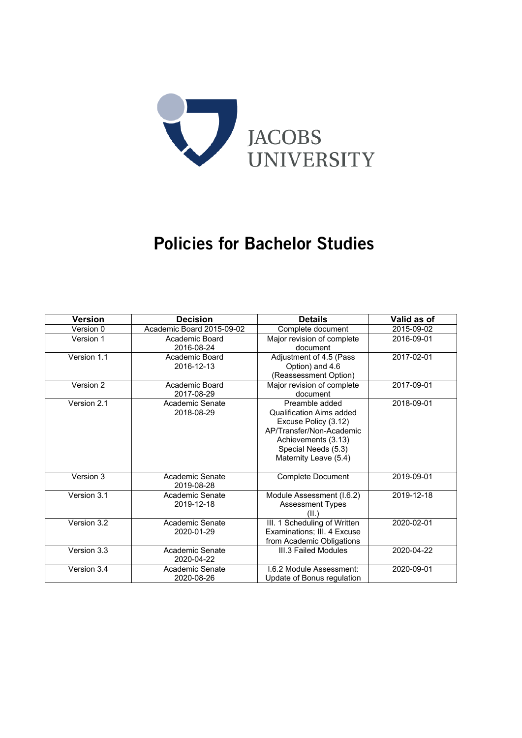JACOBS UNIVERSITY

# Policies for Bachelor Studies

| Version | Decision | Details | Valid as of |
|---|---|---|---|
| Version 0 | Academic Board 2015-09-02 | Complete document | 2015-09-02 |
| Version 1 | Academic Board 2016-08-24 | Major revision of complete document | 2016-09-01 |
| Version 1.1 | Academic Board 2016-12-13 | Adjustment of 4.5 (Pass Option) and 4.6 (Reassessment Option) | 2017-02-01 |
| Version 2 | Academic Board 2017-08-29 | Major revision of complete document | 2017-09-01 |
| Version 2.1 | Academic Senate 2018-08-29 | Preamble added<br>Qualification Aims added<br>Excuse Policy (3.12)<br>AP/Transfer/Non-Academic Achievements (3.13)<br>Special Needs (5.3)<br>Maternity Leave (5.4) | 2018-09-01 |
| Version 3 | Academic Senate 2019-08-28 | Complete Document | 2019-09-01 |
| Version 3.1 | Academic Senate 2019-12-18 | Module Assessment (I.6.2) Assessment Types (II.) | 2019-12-18 |
| Version 3.2 | Academic Senate 2020-01-29 | III. 1 Scheduling of Written Examinations; III. 4 Excuse from Academic Obligations | 2020-02-01 |
| Version 3.3 | Academic Senate 2020-04-22 | III.3 Failed Modules | 2020-04-22 |
| Version 3.4 | Academic Senate 2020-08-26 | I.6.2 Module Assessment: Update of Bonus regulation | 2020-09-01 |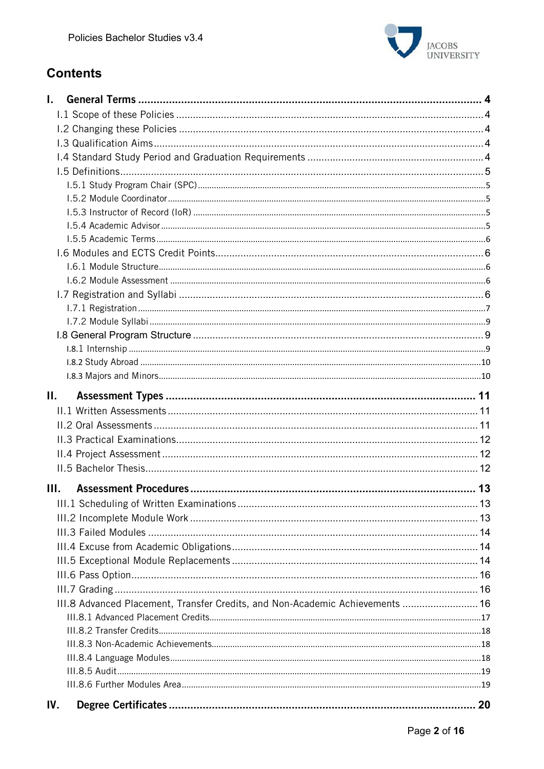# Contents

**I. General Terms** .......... **4**

I.1 Scope of these Policies .......... 4

I.2 Changing these Policies .......... 4

I.3 Qualification Aims .......... 4

I.4 Standard Study Period and Graduation Requirements .......... 4

I.5 Definitions .......... 5

- I.5.1 Study Program Chair (SPC) .......... 5
- I.5.2 Module Coordinator .......... 5
- I.5.3 Instructor of Record (IoR) .......... 5
- I.5.4 Academic Advisor .......... 5
- I.5.5 Academic Terms .......... 6

I.6 Modules and ECTS Credit Points .......... 6

- I.6.1 Module Structure .......... 6
- I.6.2 Module Assessment .......... 6

I.7 Registration and Syllabi .......... 6

- I.7.1 Registration .......... 7
- I.7.2 Module Syllabi .......... 9

I.8 General Program Structure .......... 9

- I.8.1 Internship .......... 9
- I.8.2 Study Abroad .......... 10
- I.8.3 Majors and Minors .......... 10

**II. Assessment Types** .......... **11**

II.1 Written Assessments .......... 11

II.2 Oral Assessments .......... 11

II.3 Practical Examinations .......... 12

II.4 Project Assessment .......... 12

II.5 Bachelor Thesis .......... 12

**III. Assessment Procedures** .......... **13**

III.1 Scheduling of Written Examinations .......... 13

III.2 Incomplete Module Work .......... 13

III.3 Failed Modules .......... 14

III.4 Excuse from Academic Obligations .......... 14

III.5 Exceptional Module Replacements .......... 14

III.6 Pass Option .......... 16

III.7 Grading .......... 16

III.8 Advanced Placement, Transfer Credits, and Non-Academic Achievements .......... 16

- III.8.1 Advanced Placement Credits .......... 17
- III.8.2 Transfer Credits .......... 18
- III.8.3 Non-Academic Achievements .......... 18
- III.8.4 Language Modules .......... 18
- III.8.5 Audit .......... 19
- III.8.6 Further Modules Area .......... 19

**IV. Degree Certificates** .......... **20**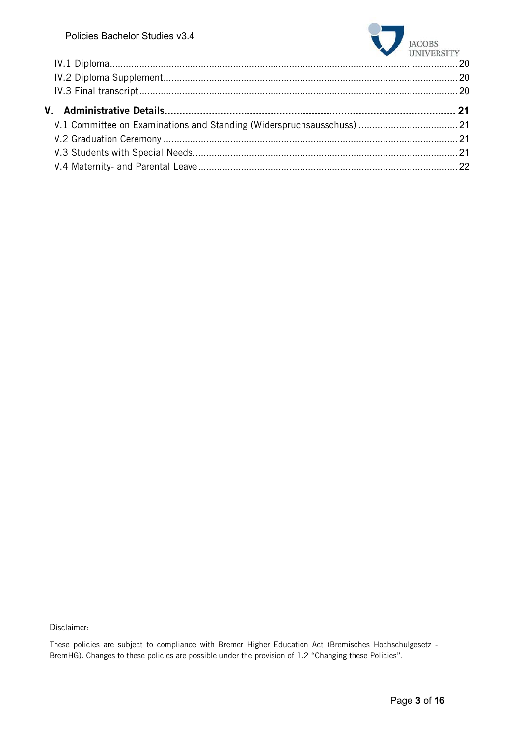IV.1 Diploma .......... 20
IV.2 Diploma Supplement .......... 20
IV.3 Final transcript .......... 20

**V. Administrative Details .......... 21**

V.1 Committee on Examinations and Standing (Widerspruchsausschuss) .......... 21
V.2 Graduation Ceremony .......... 21
V.3 Students with Special Needs .......... 21
V.4 Maternity- and Parental Leave .......... 22

Disclaimer:

These policies are subject to compliance with Bremer Higher Education Act (Bremisches Hochschulgesetz - BremHG). Changes to these policies are possible under the provision of 1.2 “Changing these Policies”.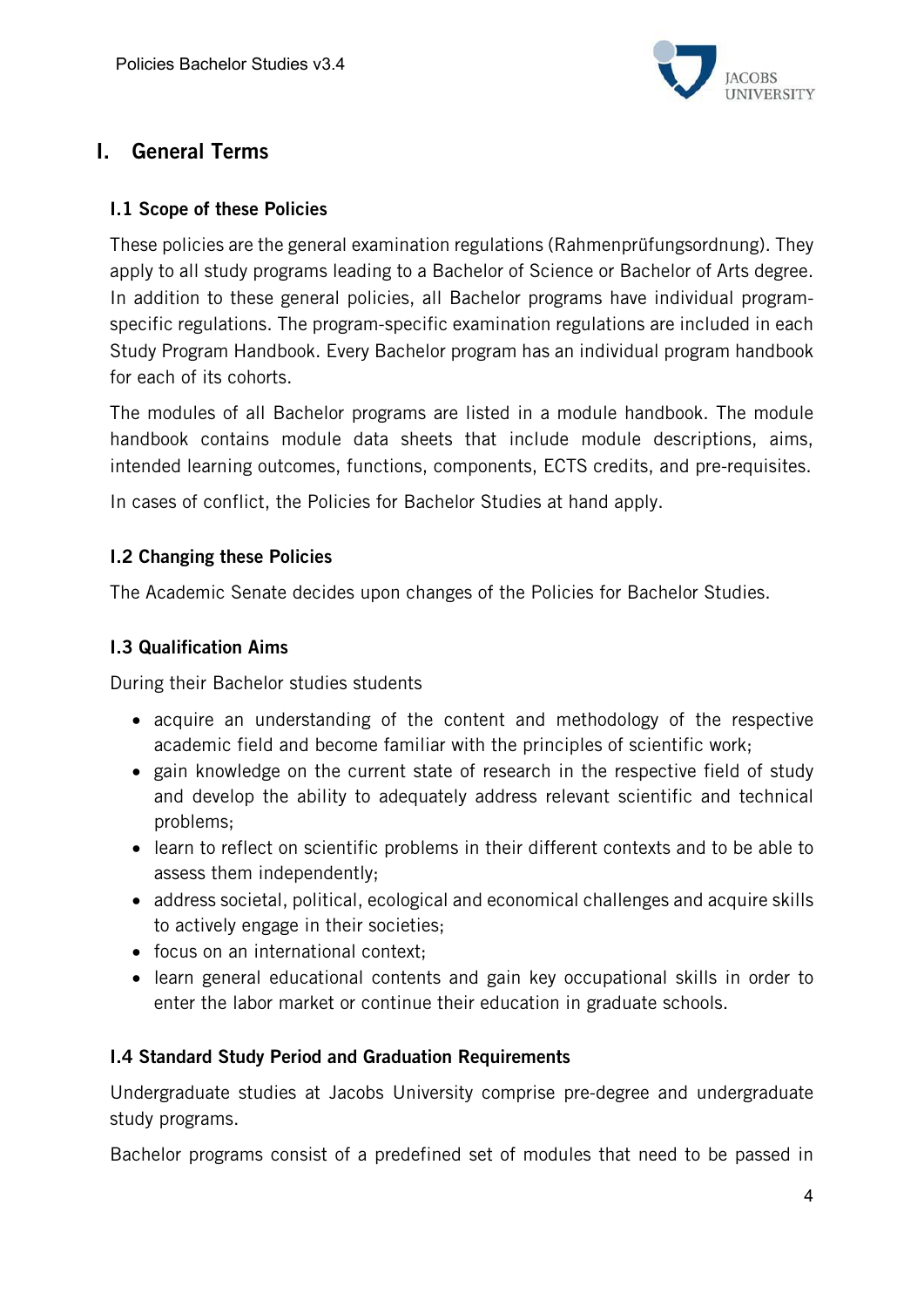# I. General Terms

### I.1 Scope of these Policies

These policies are the general examination regulations (Rahmenprüfungsordnung). They apply to all study programs leading to a Bachelor of Science or Bachelor of Arts degree. In addition to these general policies, all Bachelor programs have individual program-specific regulations. The program-specific examination regulations are included in each Study Program Handbook. Every Bachelor program has an individual program handbook for each of its cohorts.

The modules of all Bachelor programs are listed in a module handbook. The module handbook contains module data sheets that include module descriptions, aims, intended learning outcomes, functions, components, ECTS credits, and pre-requisites.

In cases of conflict, the Policies for Bachelor Studies at hand apply.

### I.2 Changing these Policies

The Academic Senate decides upon changes of the Policies for Bachelor Studies.

### I.3 Qualification Aims

During their Bachelor studies students

- acquire an understanding of the content and methodology of the respective academic field and become familiar with the principles of scientific work;
- gain knowledge on the current state of research in the respective field of study and develop the ability to adequately address relevant scientific and technical problems;
- learn to reflect on scientific problems in their different contexts and to be able to assess them independently;
- address societal, political, ecological and economical challenges and acquire skills to actively engage in their societies;
- focus on an international context;
- learn general educational contents and gain key occupational skills in order to enter the labor market or continue their education in graduate schools.

### I.4 Standard Study Period and Graduation Requirements

Undergraduate studies at Jacobs University comprise pre-degree and undergraduate study programs.

Bachelor programs consist of a predefined set of modules that need to be passed in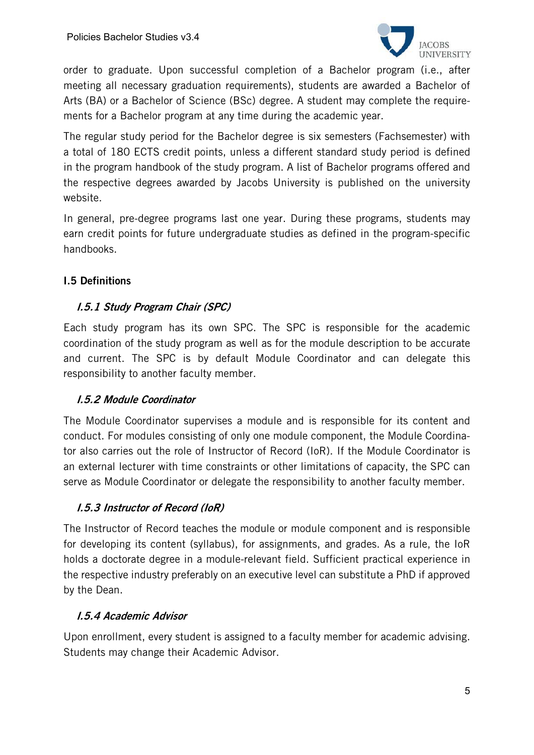order to graduate. Upon successful completion of a Bachelor program (i.e., after meeting all necessary graduation requirements), students are awarded a Bachelor of Arts (BA) or a Bachelor of Science (BSc) degree. A student may complete the requirements for a Bachelor program at any time during the academic year.

The regular study period for the Bachelor degree is six semesters (Fachsemester) with a total of 180 ECTS credit points, unless a different standard study period is defined in the program handbook of the study program. A list of Bachelor programs offered and the respective degrees awarded by Jacobs University is published on the university website.

In general, pre-degree programs last one year. During these programs, students may earn credit points for future undergraduate studies as defined in the program-specific handbooks.

## I.5 Definitions

### *I.5.1 Study Program Chair (SPC)*

Each study program has its own SPC. The SPC is responsible for the academic coordination of the study program as well as for the module description to be accurate and current. The SPC is by default Module Coordinator and can delegate this responsibility to another faculty member.

### *I.5.2 Module Coordinator*

The Module Coordinator supervises a module and is responsible for its content and conduct. For modules consisting of only one module component, the Module Coordinator also carries out the role of Instructor of Record (IoR). If the Module Coordinator is an external lecturer with time constraints or other limitations of capacity, the SPC can serve as Module Coordinator or delegate the responsibility to another faculty member.

### *I.5.3 Instructor of Record (IoR)*

The Instructor of Record teaches the module or module component and is responsible for developing its content (syllabus), for assignments, and grades. As a rule, the IoR holds a doctorate degree in a module-relevant field. Sufficient practical experience in the respective industry preferably on an executive level can substitute a PhD if approved by the Dean.

### *I.5.4 Academic Advisor*

Upon enrollment, every student is assigned to a faculty member for academic advising. Students may change their Academic Advisor.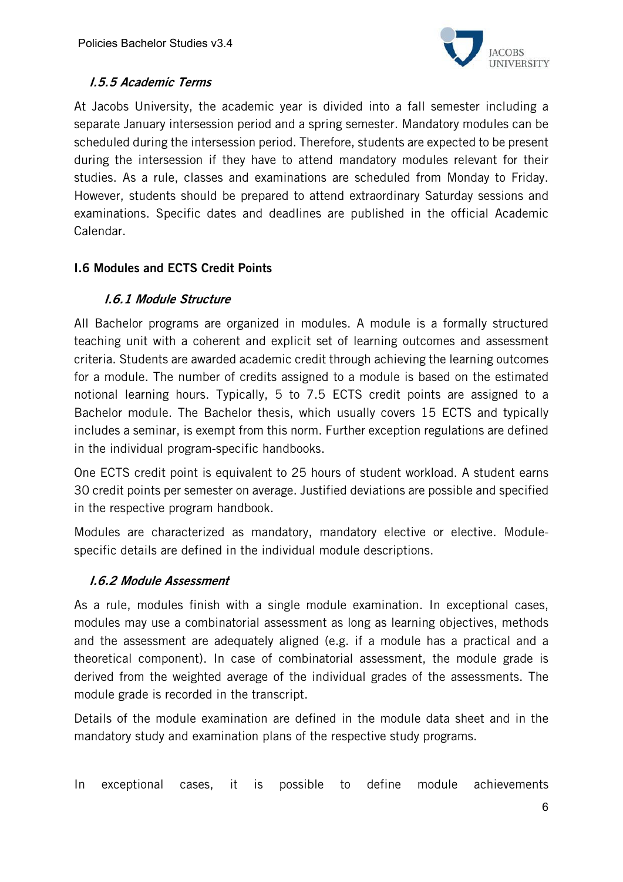### *I.5.5 Academic Terms*

At Jacobs University, the academic year is divided into a fall semester including a separate January intersession period and a spring semester. Mandatory modules can be scheduled during the intersession period. Therefore, students are expected to be present during the intersession if they have to attend mandatory modules relevant for their studies. As a rule, classes and examinations are scheduled from Monday to Friday. However, students should be prepared to attend extraordinary Saturday sessions and examinations. Specific dates and deadlines are published in the official Academic Calendar.

## I.6 Modules and ECTS Credit Points

### *I.6.1 Module Structure*

All Bachelor programs are organized in modules. A module is a formally structured teaching unit with a coherent and explicit set of learning outcomes and assessment criteria. Students are awarded academic credit through achieving the learning outcomes for a module. The number of credits assigned to a module is based on the estimated notional learning hours. Typically, 5 to 7.5 ECTS credit points are assigned to a Bachelor module. The Bachelor thesis, which usually covers 15 ECTS and typically includes a seminar, is exempt from this norm. Further exception regulations are defined in the individual program-specific handbooks.

One ECTS credit point is equivalent to 25 hours of student workload. A student earns 30 credit points per semester on average. Justified deviations are possible and specified in the respective program handbook.

Modules are characterized as mandatory, mandatory elective or elective. Module-specific details are defined in the individual module descriptions.

### *I.6.2 Module Assessment*

As a rule, modules finish with a single module examination. In exceptional cases, modules may use a combinatorial assessment as long as learning objectives, methods and the assessment are adequately aligned (e.g. if a module has a practical and a theoretical component). In case of combinatorial assessment, the module grade is derived from the weighted average of the individual grades of the assessments. The module grade is recorded in the transcript.

Details of the module examination are defined in the module data sheet and in the mandatory study and examination plans of the respective study programs.

In exceptional cases, it is possible to define module achievements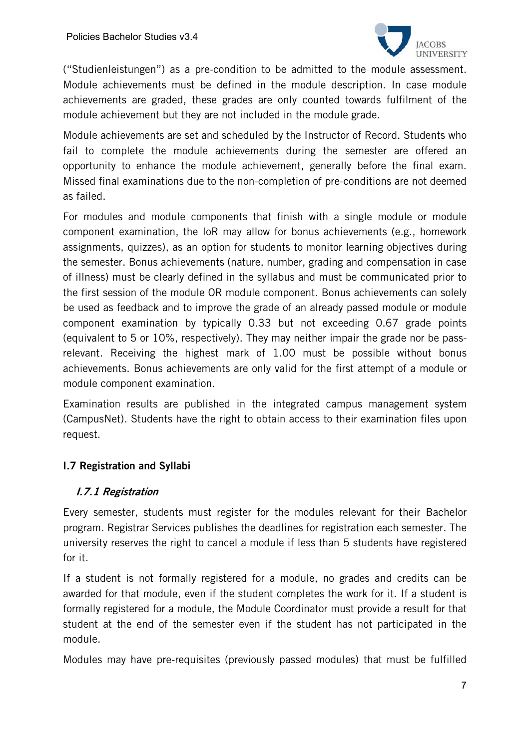("Studienleistungen") as a pre-condition to be admitted to the module assessment. Module achievements must be defined in the module description. In case module achievements are graded, these grades are only counted towards fulfilment of the module achievement but they are not included in the module grade.

Module achievements are set and scheduled by the Instructor of Record. Students who fail to complete the module achievements during the semester are offered an opportunity to enhance the module achievement, generally before the final exam. Missed final examinations due to the non-completion of pre-conditions are not deemed as failed.

For modules and module components that finish with a single module or module component examination, the IoR may allow for bonus achievements (e.g., homework assignments, quizzes), as an option for students to monitor learning objectives during the semester. Bonus achievements (nature, number, grading and compensation in case of illness) must be clearly defined in the syllabus and must be communicated prior to the first session of the module OR module component. Bonus achievements can solely be used as feedback and to improve the grade of an already passed module or module component examination by typically 0.33 but not exceeding 0.67 grade points (equivalent to 5 or 10%, respectively). They may neither impair the grade nor be pass-relevant. Receiving the highest mark of 1.00 must be possible without bonus achievements. Bonus achievements are only valid for the first attempt of a module or module component examination.

Examination results are published in the integrated campus management system (CampusNet). Students have the right to obtain access to their examination files upon request.

## I.7 Registration and Syllabi

### *I.7.1 Registration*

Every semester, students must register for the modules relevant for their Bachelor program. Registrar Services publishes the deadlines for registration each semester. The university reserves the right to cancel a module if less than 5 students have registered for it.

If a student is not formally registered for a module, no grades and credits can be awarded for that module, even if the student completes the work for it. If a student is formally registered for a module, the Module Coordinator must provide a result for that student at the end of the semester even if the student has not participated in the module.

Modules may have pre-requisites (previously passed modules) that must be fulfilled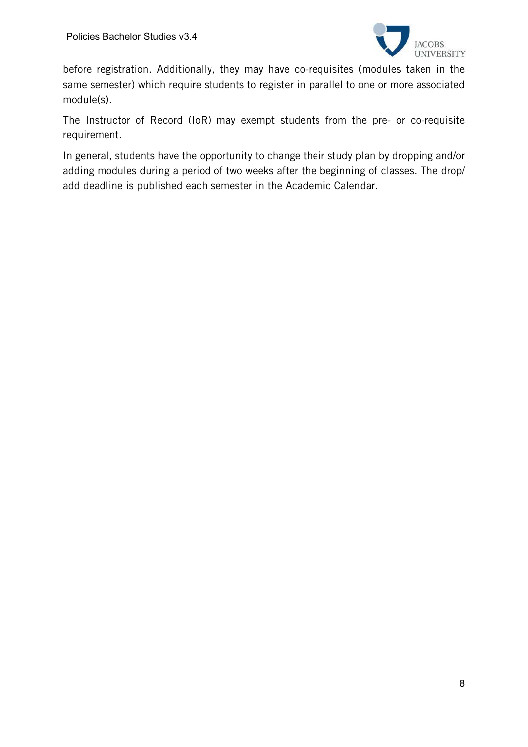before registration. Additionally, they may have co-requisites (modules taken in the same semester) which require students to register in parallel to one or more associated module(s).

The Instructor of Record (IoR) may exempt students from the pre- or co-requisite requirement.

In general, students have the opportunity to change their study plan by dropping and/or adding modules during a period of two weeks after the beginning of classes. The drop/ add deadline is published each semester in the Academic Calendar.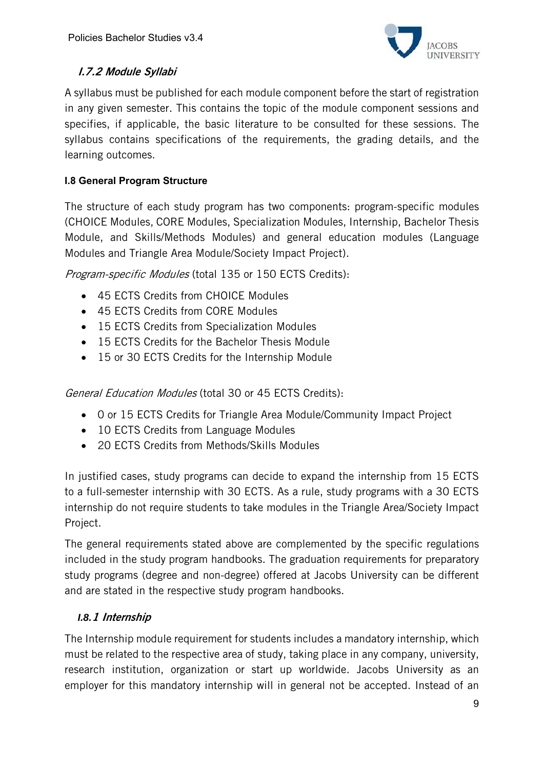#### I.7.2 Module Syllabi

A syllabus must be published for each module component before the start of registration in any given semester. This contains the topic of the module component sessions and specifies, if applicable, the basic literature to be consulted for these sessions. The syllabus contains specifications of the requirements, the grading details, and the learning outcomes.

### I.8 General Program Structure

The structure of each study program has two components: program-specific modules (CHOICE Modules, CORE Modules, Specialization Modules, Internship, Bachelor Thesis Module, and Skills/Methods Modules) and general education modules (Language Modules and Triangle Area Module/Society Impact Project).

*Program-specific Modules* (total 135 or 150 ECTS Credits):

- 45 ECTS Credits from CHOICE Modules
- 45 ECTS Credits from CORE Modules
- 15 ECTS Credits from Specialization Modules
- 15 ECTS Credits for the Bachelor Thesis Module
- 15 or 30 ECTS Credits for the Internship Module

*General Education Modules* (total 30 or 45 ECTS Credits):

- 0 or 15 ECTS Credits for Triangle Area Module/Community Impact Project
- 10 ECTS Credits from Language Modules
- 20 ECTS Credits from Methods/Skills Modules

In justified cases, study programs can decide to expand the internship from 15 ECTS to a full-semester internship with 30 ECTS. As a rule, study programs with a 30 ECTS internship do not require students to take modules in the Triangle Area/Society Impact Project.

The general requirements stated above are complemented by the specific regulations included in the study program handbooks. The graduation requirements for preparatory study programs (degree and non-degree) offered at Jacobs University can be different and are stated in the respective study program handbooks.

#### I.8.1 Internship

The Internship module requirement for students includes a mandatory internship, which must be related to the respective area of study, taking place in any company, university, research institution, organization or start up worldwide. Jacobs University as an employer for this mandatory internship will in general not be accepted. Instead of an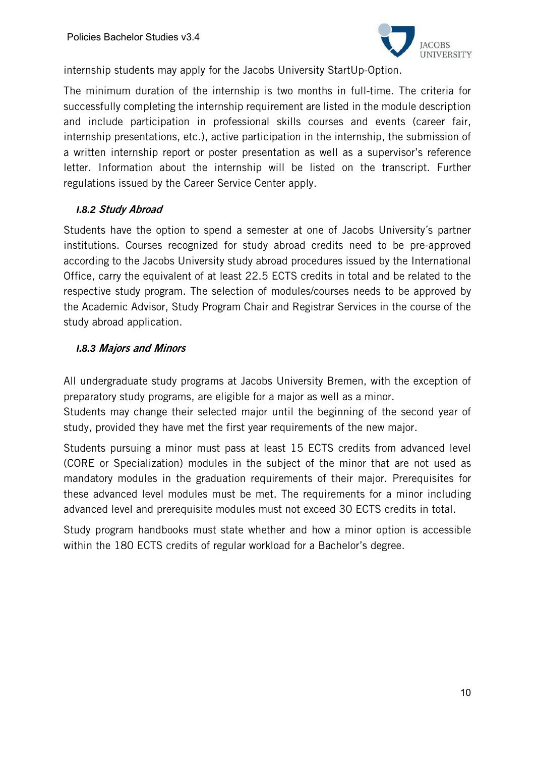internship students may apply for the Jacobs University StartUp-Option.

The minimum duration of the internship is two months in full-time. The criteria for successfully completing the internship requirement are listed in the module description and include participation in professional skills courses and events (career fair, internship presentations, etc.), active participation in the internship, the submission of a written internship report or poster presentation as well as a supervisor's reference letter. Information about the internship will be listed on the transcript. Further regulations issued by the Career Service Center apply.

### *I.8.2 Study Abroad*

Students have the option to spend a semester at one of Jacobs University´s partner institutions. Courses recognized for study abroad credits need to be pre-approved according to the Jacobs University study abroad procedures issued by the International Office, carry the equivalent of at least 22.5 ECTS credits in total and be related to the respective study program. The selection of modules/courses needs to be approved by the Academic Advisor, Study Program Chair and Registrar Services in the course of the study abroad application.

### *I.8.3 Majors and Minors*

All undergraduate study programs at Jacobs University Bremen, with the exception of preparatory study programs, are eligible for a major as well as a minor.
Students may change their selected major until the beginning of the second year of study, provided they have met the first year requirements of the new major.

Students pursuing a minor must pass at least 15 ECTS credits from advanced level (CORE or Specialization) modules in the subject of the minor that are not used as mandatory modules in the graduation requirements of their major. Prerequisites for these advanced level modules must be met. The requirements for a minor including advanced level and prerequisite modules must not exceed 30 ECTS credits in total.

Study program handbooks must state whether and how a minor option is accessible within the 180 ECTS credits of regular workload for a Bachelor's degree.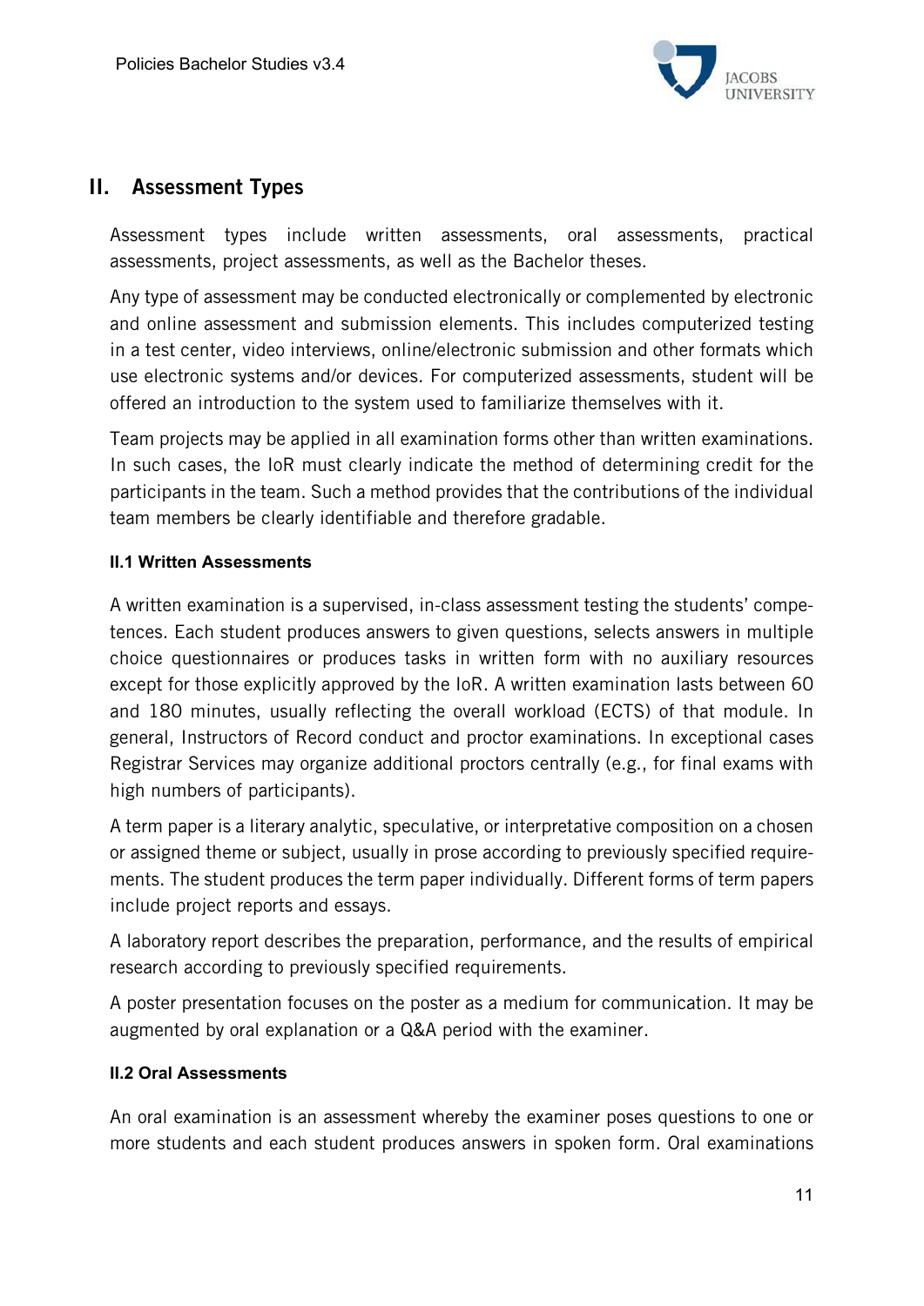## II. Assessment Types

Assessment types include written assessments, oral assessments, practical assessments, project assessments, as well as the Bachelor theses.

Any type of assessment may be conducted electronically or complemented by electronic and online assessment and submission elements. This includes computerized testing in a test center, video interviews, online/electronic submission and other formats which use electronic systems and/or devices. For computerized assessments, student will be offered an introduction to the system used to familiarize themselves with it.

Team projects may be applied in all examination forms other than written examinations. In such cases, the IoR must clearly indicate the method of determining credit for the participants in the team. Such a method provides that the contributions of the individual team members be clearly identifiable and therefore gradable.

### II.1 Written Assessments

A written examination is a supervised, in-class assessment testing the students' competences. Each student produces answers to given questions, selects answers in multiple choice questionnaires or produces tasks in written form with no auxiliary resources except for those explicitly approved by the IoR. A written examination lasts between 60 and 180 minutes, usually reflecting the overall workload (ECTS) of that module. In general, Instructors of Record conduct and proctor examinations. In exceptional cases Registrar Services may organize additional proctors centrally (e.g., for final exams with high numbers of participants).

A term paper is a literary analytic, speculative, or interpretative composition on a chosen or assigned theme or subject, usually in prose according to previously specified requirements. The student produces the term paper individually. Different forms of term papers include project reports and essays.

A laboratory report describes the preparation, performance, and the results of empirical research according to previously specified requirements.

A poster presentation focuses on the poster as a medium for communication. It may be augmented by oral explanation or a Q&A period with the examiner.

### II.2 Oral Assessments

An oral examination is an assessment whereby the examiner poses questions to one or more students and each student produces answers in spoken form. Oral examinations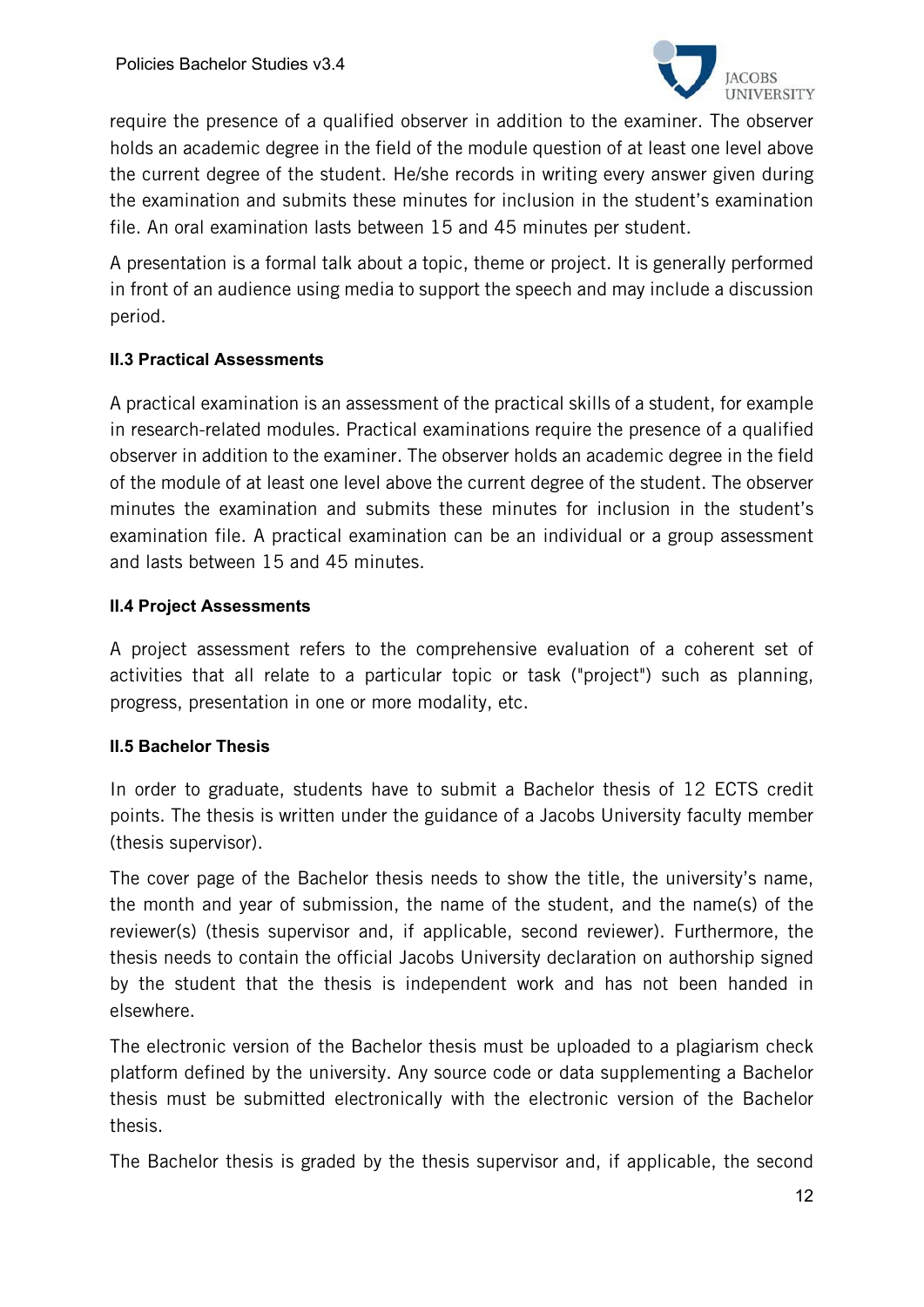require the presence of a qualified observer in addition to the examiner. The observer holds an academic degree in the field of the module question of at least one level above the current degree of the student. He/she records in writing every answer given during the examination and submits these minutes for inclusion in the student's examination file. An oral examination lasts between 15 and 45 minutes per student.

A presentation is a formal talk about a topic, theme or project. It is generally performed in front of an audience using media to support the speech and may include a discussion period.

### II.3 Practical Assessments

A practical examination is an assessment of the practical skills of a student, for example in research-related modules. Practical examinations require the presence of a qualified observer in addition to the examiner. The observer holds an academic degree in the field of the module of at least one level above the current degree of the student. The observer minutes the examination and submits these minutes for inclusion in the student's examination file. A practical examination can be an individual or a group assessment and lasts between 15 and 45 minutes.

### II.4 Project Assessments

A project assessment refers to the comprehensive evaluation of a coherent set of activities that all relate to a particular topic or task ("project") such as planning, progress, presentation in one or more modality, etc.

### II.5 Bachelor Thesis

In order to graduate, students have to submit a Bachelor thesis of 12 ECTS credit points. The thesis is written under the guidance of a Jacobs University faculty member (thesis supervisor).

The cover page of the Bachelor thesis needs to show the title, the university's name, the month and year of submission, the name of the student, and the name(s) of the reviewer(s) (thesis supervisor and, if applicable, second reviewer). Furthermore, the thesis needs to contain the official Jacobs University declaration on authorship signed by the student that the thesis is independent work and has not been handed in elsewhere.

The electronic version of the Bachelor thesis must be uploaded to a plagiarism check platform defined by the university. Any source code or data supplementing a Bachelor thesis must be submitted electronically with the electronic version of the Bachelor thesis.

The Bachelor thesis is graded by the thesis supervisor and, if applicable, the second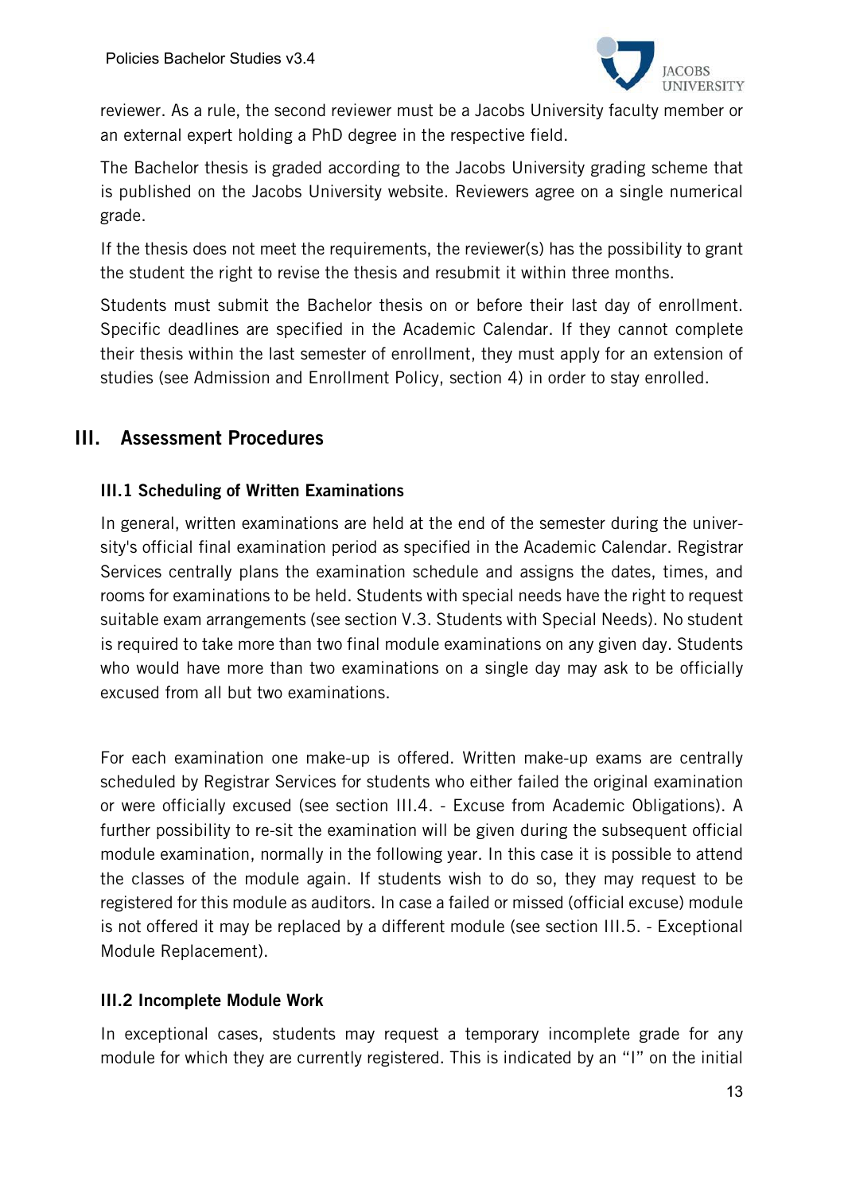reviewer. As a rule, the second reviewer must be a Jacobs University faculty member or an external expert holding a PhD degree in the respective field.

The Bachelor thesis is graded according to the Jacobs University grading scheme that is published on the Jacobs University website. Reviewers agree on a single numerical grade.

If the thesis does not meet the requirements, the reviewer(s) has the possibility to grant the student the right to revise the thesis and resubmit it within three months.

Students must submit the Bachelor thesis on or before their last day of enrollment. Specific deadlines are specified in the Academic Calendar. If they cannot complete their thesis within the last semester of enrollment, they must apply for an extension of studies (see Admission and Enrollment Policy, section 4) in order to stay enrolled.

## III. Assessment Procedures

### III.1 Scheduling of Written Examinations

In general, written examinations are held at the end of the semester during the university's official final examination period as specified in the Academic Calendar. Registrar Services centrally plans the examination schedule and assigns the dates, times, and rooms for examinations to be held. Students with special needs have the right to request suitable exam arrangements (see section V.3. Students with Special Needs). No student is required to take more than two final module examinations on any given day. Students who would have more than two examinations on a single day may ask to be officially excused from all but two examinations.

For each examination one make-up is offered. Written make-up exams are centrally scheduled by Registrar Services for students who either failed the original examination or were officially excused (see section III.4. - Excuse from Academic Obligations). A further possibility to re-sit the examination will be given during the subsequent official module examination, normally in the following year. In this case it is possible to attend the classes of the module again. If students wish to do so, they may request to be registered for this module as auditors. In case a failed or missed (official excuse) module is not offered it may be replaced by a different module (see section III.5. - Exceptional Module Replacement).

### III.2 Incomplete Module Work

In exceptional cases, students may request a temporary incomplete grade for any module for which they are currently registered. This is indicated by an "I" on the initial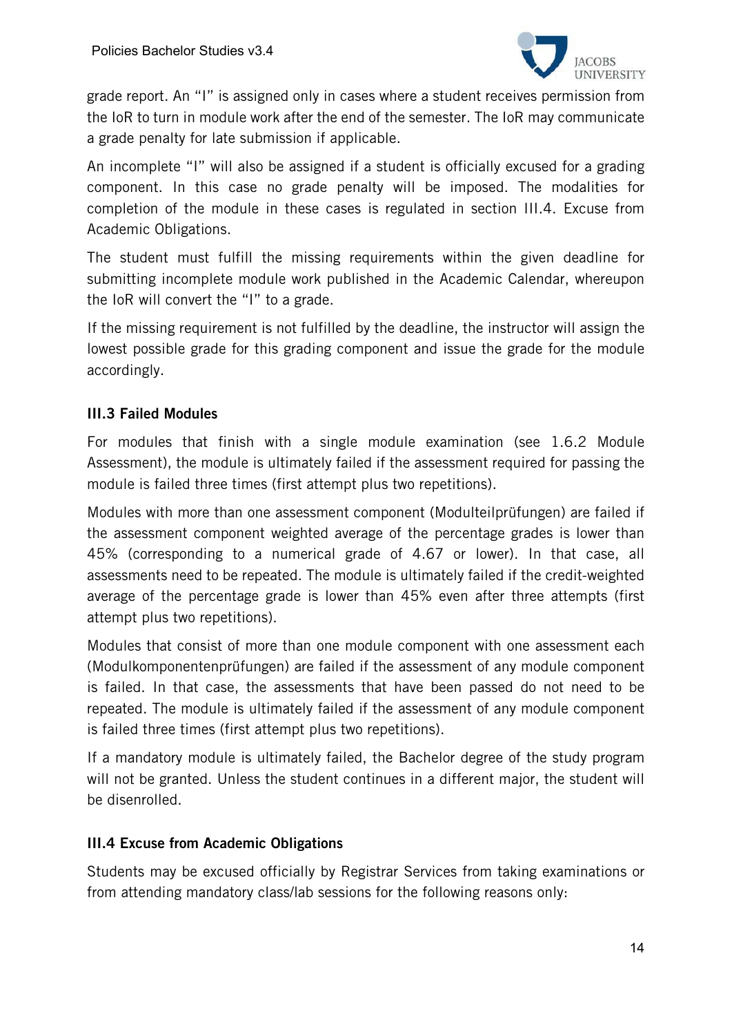grade report. An "I" is assigned only in cases where a student receives permission from the IoR to turn in module work after the end of the semester. The IoR may communicate a grade penalty for late submission if applicable.

An incomplete "I" will also be assigned if a student is officially excused for a grading component. In this case no grade penalty will be imposed. The modalities for completion of the module in these cases is regulated in section III.4. Excuse from Academic Obligations.

The student must fulfill the missing requirements within the given deadline for submitting incomplete module work published in the Academic Calendar, whereupon the IoR will convert the "I" to a grade.

If the missing requirement is not fulfilled by the deadline, the instructor will assign the lowest possible grade for this grading component and issue the grade for the module accordingly.

### III.3 Failed Modules

For modules that finish with a single module examination (see 1.6.2 Module Assessment), the module is ultimately failed if the assessment required for passing the module is failed three times (first attempt plus two repetitions).

Modules with more than one assessment component (Modulteilprüfungen) are failed if the assessment component weighted average of the percentage grades is lower than 45% (corresponding to a numerical grade of 4.67 or lower). In that case, all assessments need to be repeated. The module is ultimately failed if the credit-weighted average of the percentage grade is lower than 45% even after three attempts (first attempt plus two repetitions).

Modules that consist of more than one module component with one assessment each (Modulkomponentenprüfungen) are failed if the assessment of any module component is failed. In that case, the assessments that have been passed do not need to be repeated. The module is ultimately failed if the assessment of any module component is failed three times (first attempt plus two repetitions).

If a mandatory module is ultimately failed, the Bachelor degree of the study program will not be granted. Unless the student continues in a different major, the student will be disenrolled.

### III.4 Excuse from Academic Obligations

Students may be excused officially by Registrar Services from taking examinations or from attending mandatory class/lab sessions for the following reasons only: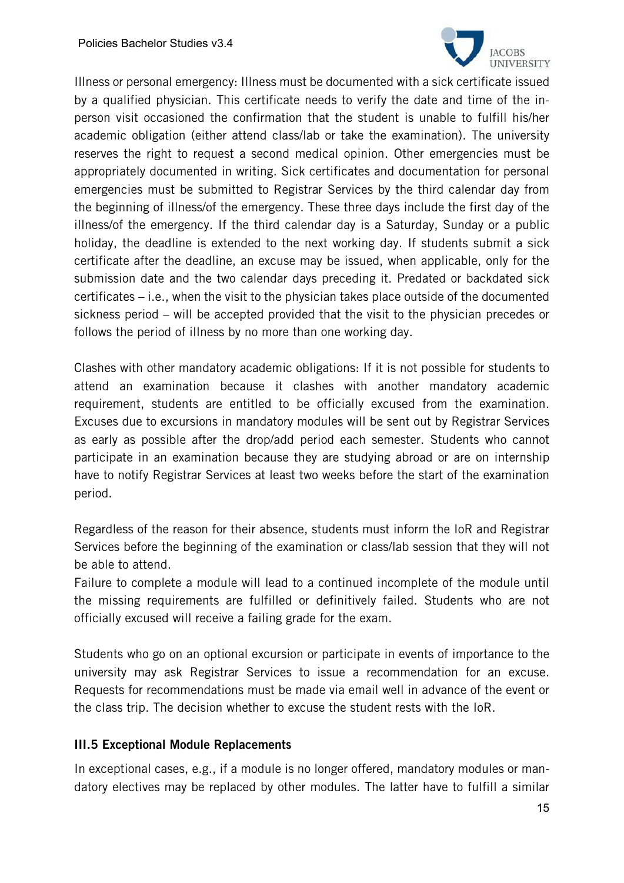Illness or personal emergency: Illness must be documented with a sick certificate issued by a qualified physician. This certificate needs to verify the date and time of the in-person visit occasioned the confirmation that the student is unable to fulfill his/her academic obligation (either attend class/lab or take the examination). The university reserves the right to request a second medical opinion. Other emergencies must be appropriately documented in writing. Sick certificates and documentation for personal emergencies must be submitted to Registrar Services by the third calendar day from the beginning of illness/of the emergency. These three days include the first day of the illness/of the emergency. If the third calendar day is a Saturday, Sunday or a public holiday, the deadline is extended to the next working day. If students submit a sick certificate after the deadline, an excuse may be issued, when applicable, only for the submission date and the two calendar days preceding it. Predated or backdated sick certificates – i.e., when the visit to the physician takes place outside of the documented sickness period – will be accepted provided that the visit to the physician precedes or follows the period of illness by no more than one working day.

Clashes with other mandatory academic obligations: If it is not possible for students to attend an examination because it clashes with another mandatory academic requirement, students are entitled to be officially excused from the examination. Excuses due to excursions in mandatory modules will be sent out by Registrar Services as early as possible after the drop/add period each semester. Students who cannot participate in an examination because they are studying abroad or are on internship have to notify Registrar Services at least two weeks before the start of the examination period.

Regardless of the reason for their absence, students must inform the IoR and Registrar Services before the beginning of the examination or class/lab session that they will not be able to attend.
Failure to complete a module will lead to a continued incomplete of the module until the missing requirements are fulfilled or definitively failed. Students who are not officially excused will receive a failing grade for the exam.

Students who go on an optional excursion or participate in events of importance to the university may ask Registrar Services to issue a recommendation for an excuse. Requests for recommendations must be made via email well in advance of the event or the class trip. The decision whether to excuse the student rests with the IoR.

### III.5 Exceptional Module Replacements

In exceptional cases, e.g., if a module is no longer offered, mandatory modules or mandatory electives may be replaced by other modules. The latter have to fulfill a similar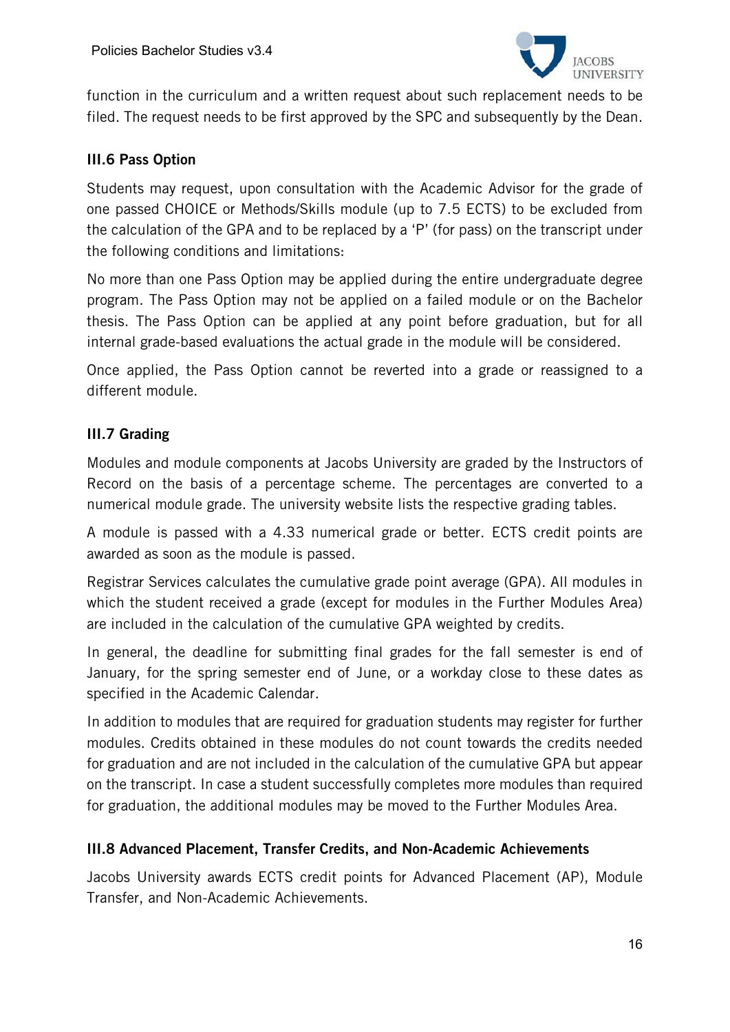function in the curriculum and a written request about such replacement needs to be filed. The request needs to be first approved by the SPC and subsequently by the Dean.

### III.6 Pass Option

Students may request, upon consultation with the Academic Advisor for the grade of one passed CHOICE or Methods/Skills module (up to 7.5 ECTS) to be excluded from the calculation of the GPA and to be replaced by a 'P' (for pass) on the transcript under the following conditions and limitations:

No more than one Pass Option may be applied during the entire undergraduate degree program. The Pass Option may not be applied on a failed module or on the Bachelor thesis. The Pass Option can be applied at any point before graduation, but for all internal grade-based evaluations the actual grade in the module will be considered.

Once applied, the Pass Option cannot be reverted into a grade or reassigned to a different module.

### III.7 Grading

Modules and module components at Jacobs University are graded by the Instructors of Record on the basis of a percentage scheme. The percentages are converted to a numerical module grade. The university website lists the respective grading tables.

A module is passed with a 4.33 numerical grade or better. ECTS credit points are awarded as soon as the module is passed.

Registrar Services calculates the cumulative grade point average (GPA). All modules in which the student received a grade (except for modules in the Further Modules Area) are included in the calculation of the cumulative GPA weighted by credits.

In general, the deadline for submitting final grades for the fall semester is end of January, for the spring semester end of June, or a workday close to these dates as specified in the Academic Calendar.

In addition to modules that are required for graduation students may register for further modules. Credits obtained in these modules do not count towards the credits needed for graduation and are not included in the calculation of the cumulative GPA but appear on the transcript. In case a student successfully completes more modules than required for graduation, the additional modules may be moved to the Further Modules Area.

### III.8 Advanced Placement, Transfer Credits, and Non-Academic Achievements

Jacobs University awards ECTS credit points for Advanced Placement (AP), Module Transfer, and Non-Academic Achievements.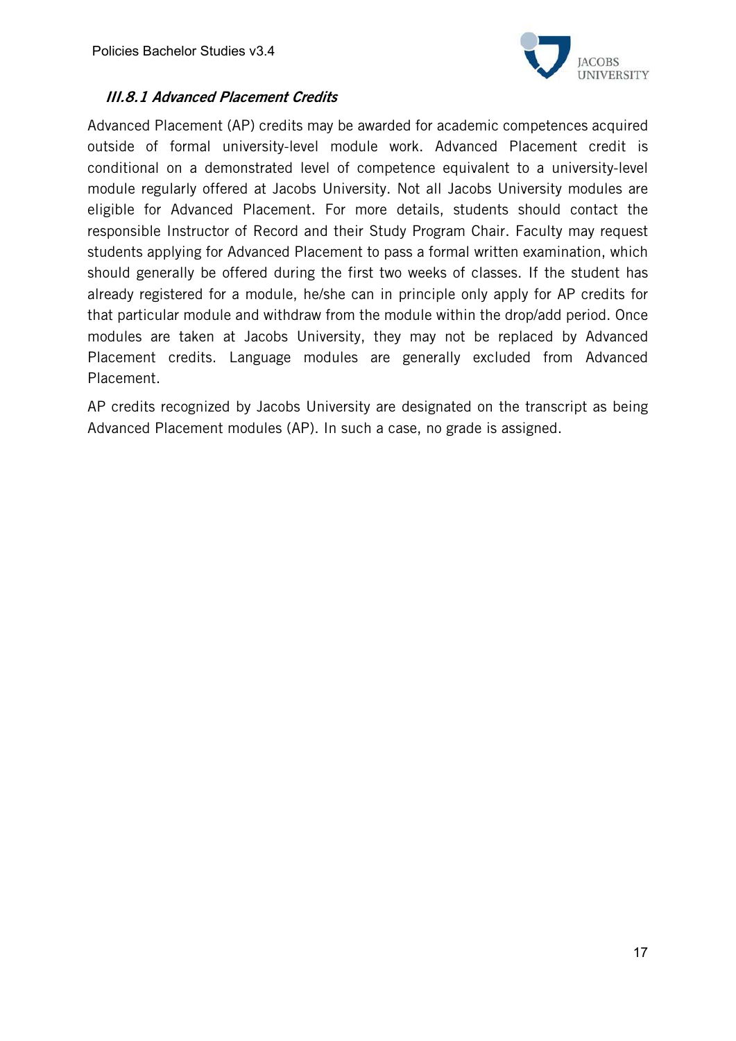#### *III.8.1 Advanced Placement Credits*

Advanced Placement (AP) credits may be awarded for academic competences acquired outside of formal university-level module work. Advanced Placement credit is conditional on a demonstrated level of competence equivalent to a university-level module regularly offered at Jacobs University. Not all Jacobs University modules are eligible for Advanced Placement. For more details, students should contact the responsible Instructor of Record and their Study Program Chair. Faculty may request students applying for Advanced Placement to pass a formal written examination, which should generally be offered during the first two weeks of classes. If the student has already registered for a module, he/she can in principle only apply for AP credits for that particular module and withdraw from the module within the drop/add period. Once modules are taken at Jacobs University, they may not be replaced by Advanced Placement credits. Language modules are generally excluded from Advanced Placement.

AP credits recognized by Jacobs University are designated on the transcript as being Advanced Placement modules (AP). In such a case, no grade is assigned.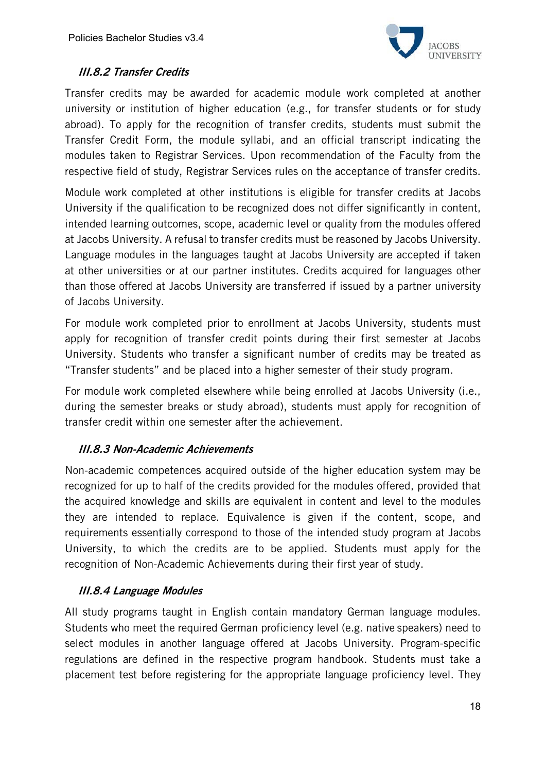### *III.8.2 Transfer Credits*

Transfer credits may be awarded for academic module work completed at another university or institution of higher education (e.g., for transfer students or for study abroad). To apply for the recognition of transfer credits, students must submit the Transfer Credit Form, the module syllabi, and an official transcript indicating the modules taken to Registrar Services. Upon recommendation of the Faculty from the respective field of study, Registrar Services rules on the acceptance of transfer credits.

Module work completed at other institutions is eligible for transfer credits at Jacobs University if the qualification to be recognized does not differ significantly in content, intended learning outcomes, scope, academic level or quality from the modules offered at Jacobs University. A refusal to transfer credits must be reasoned by Jacobs University. Language modules in the languages taught at Jacobs University are accepted if taken at other universities or at our partner institutes. Credits acquired for languages other than those offered at Jacobs University are transferred if issued by a partner university of Jacobs University.

For module work completed prior to enrollment at Jacobs University, students must apply for recognition of transfer credit points during their first semester at Jacobs University. Students who transfer a significant number of credits may be treated as "Transfer students" and be placed into a higher semester of their study program.

For module work completed elsewhere while being enrolled at Jacobs University (i.e., during the semester breaks or study abroad), students must apply for recognition of transfer credit within one semester after the achievement.

### *III.8.3 Non-Academic Achievements*

Non-academic competences acquired outside of the higher education system may be recognized for up to half of the credits provided for the modules offered, provided that the acquired knowledge and skills are equivalent in content and level to the modules they are intended to replace. Equivalence is given if the content, scope, and requirements essentially correspond to those of the intended study program at Jacobs University, to which the credits are to be applied. Students must apply for the recognition of Non-Academic Achievements during their first year of study.

### *III.8.4 Language Modules*

All study programs taught in English contain mandatory German language modules. Students who meet the required German proficiency level (e.g. native speakers) need to select modules in another language offered at Jacobs University. Program-specific regulations are defined in the respective program handbook. Students must take a placement test before registering for the appropriate language proficiency level. They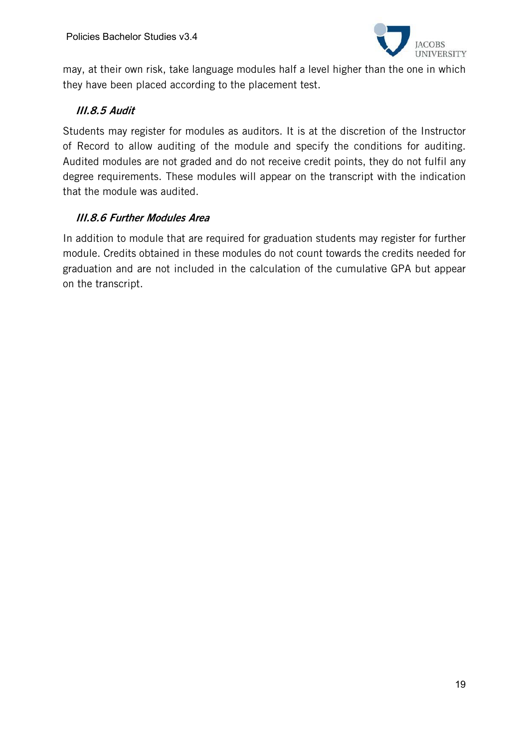may, at their own risk, take language modules half a level higher than the one in which they have been placed according to the placement test.

### *III.8.5 Audit*

Students may register for modules as auditors. It is at the discretion of the Instructor of Record to allow auditing of the module and specify the conditions for auditing. Audited modules are not graded and do not receive credit points, they do not fulfil any degree requirements. These modules will appear on the transcript with the indication that the module was audited.

### *III.8.6 Further Modules Area*

In addition to module that are required for graduation students may register for further module. Credits obtained in these modules do not count towards the credits needed for graduation and are not included in the calculation of the cumulative GPA but appear on the transcript.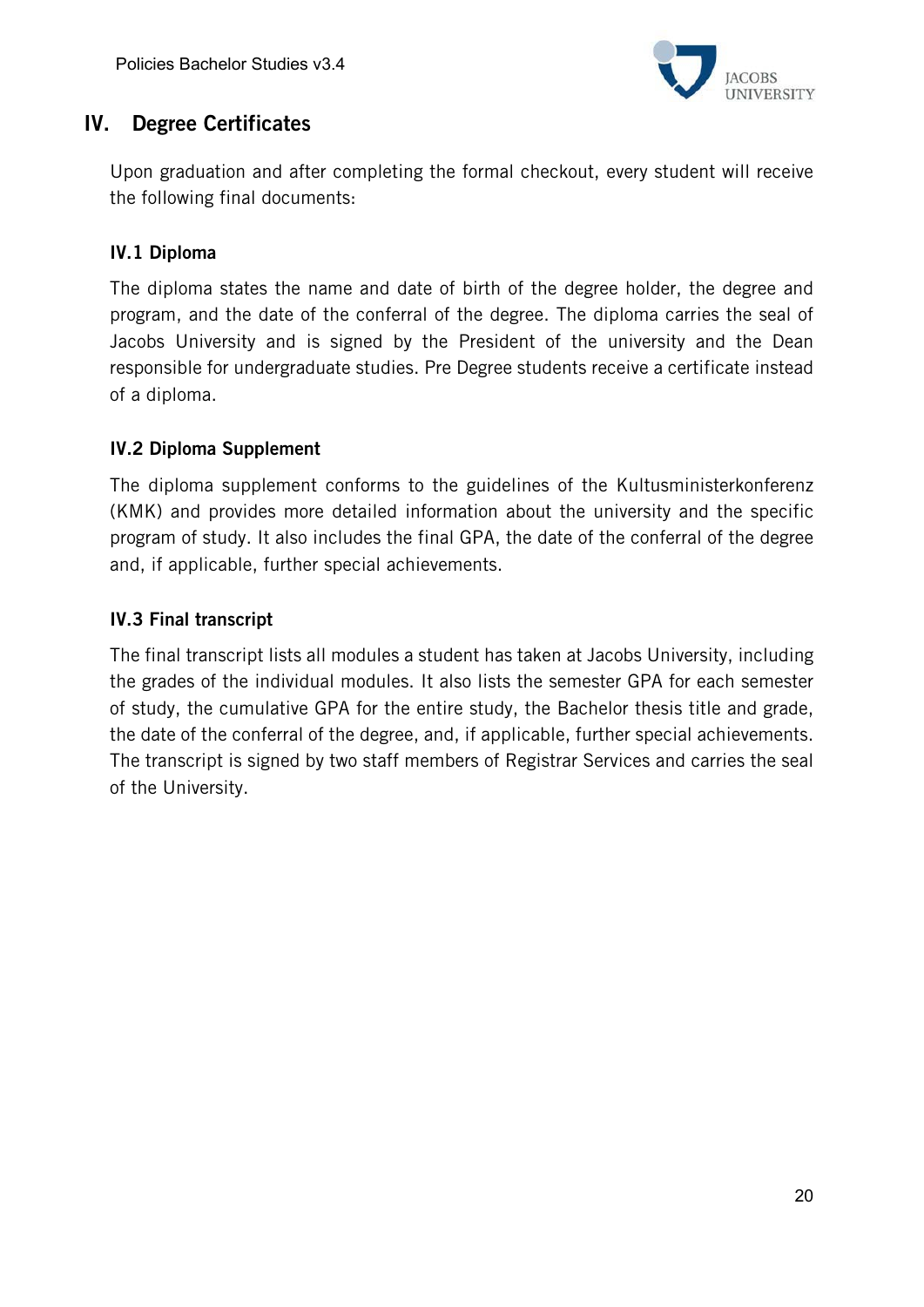# IV. Degree Certificates

Upon graduation and after completing the formal checkout, every student will receive the following final documents:

## IV.1 Diploma

The diploma states the name and date of birth of the degree holder, the degree and program, and the date of the conferral of the degree. The diploma carries the seal of Jacobs University and is signed by the President of the university and the Dean responsible for undergraduate studies. Pre Degree students receive a certificate instead of a diploma.

## IV.2 Diploma Supplement

The diploma supplement conforms to the guidelines of the Kultusministerkonferenz (KMK) and provides more detailed information about the university and the specific program of study. It also includes the final GPA, the date of the conferral of the degree and, if applicable, further special achievements.

## IV.3 Final transcript

The final transcript lists all modules a student has taken at Jacobs University, including the grades of the individual modules. It also lists the semester GPA for each semester of study, the cumulative GPA for the entire study, the Bachelor thesis title and grade, the date of the conferral of the degree, and, if applicable, further special achievements. The transcript is signed by two staff members of Registrar Services and carries the seal of the University.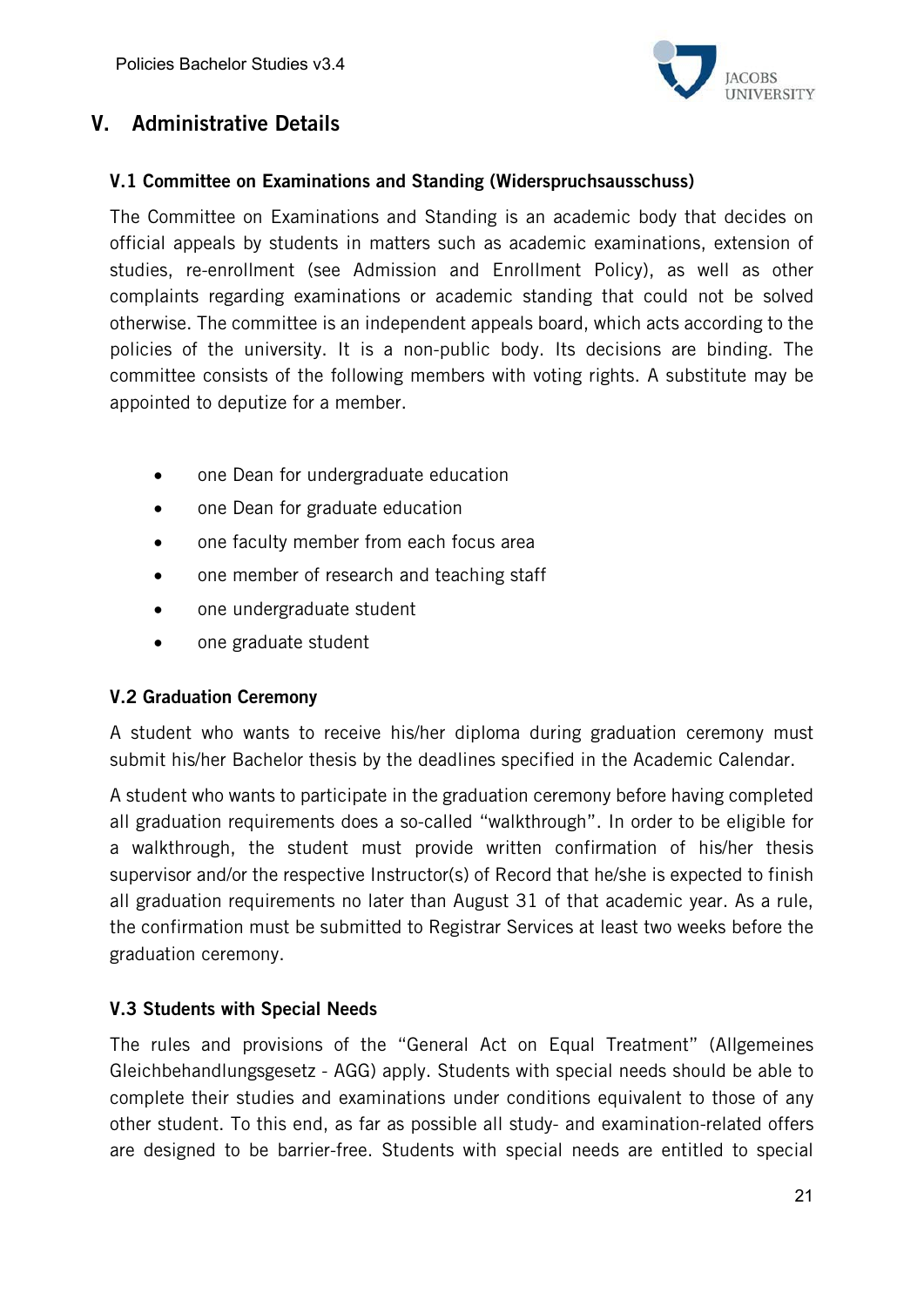## V. Administrative Details

### V.1 Committee on Examinations and Standing (Widerspruchsausschuss)

The Committee on Examinations and Standing is an academic body that decides on official appeals by students in matters such as academic examinations, extension of studies, re-enrollment (see Admission and Enrollment Policy), as well as other complaints regarding examinations or academic standing that could not be solved otherwise. The committee is an independent appeals board, which acts according to the policies of the university. It is a non-public body. Its decisions are binding. The committee consists of the following members with voting rights. A substitute may be appointed to deputize for a member.

- one Dean for undergraduate education
- one Dean for graduate education
- one faculty member from each focus area
- one member of research and teaching staff
- one undergraduate student
- one graduate student

### V.2 Graduation Ceremony

A student who wants to receive his/her diploma during graduation ceremony must submit his/her Bachelor thesis by the deadlines specified in the Academic Calendar.

A student who wants to participate in the graduation ceremony before having completed all graduation requirements does a so-called "walkthrough". In order to be eligible for a walkthrough, the student must provide written confirmation of his/her thesis supervisor and/or the respective Instructor(s) of Record that he/she is expected to finish all graduation requirements no later than August 31 of that academic year. As a rule, the confirmation must be submitted to Registrar Services at least two weeks before the graduation ceremony.

### V.3 Students with Special Needs

The rules and provisions of the "General Act on Equal Treatment" (Allgemeines Gleichbehandlungsgesetz - AGG) apply. Students with special needs should be able to complete their studies and examinations under conditions equivalent to those of any other student. To this end, as far as possible all study- and examination-related offers are designed to be barrier-free. Students with special needs are entitled to special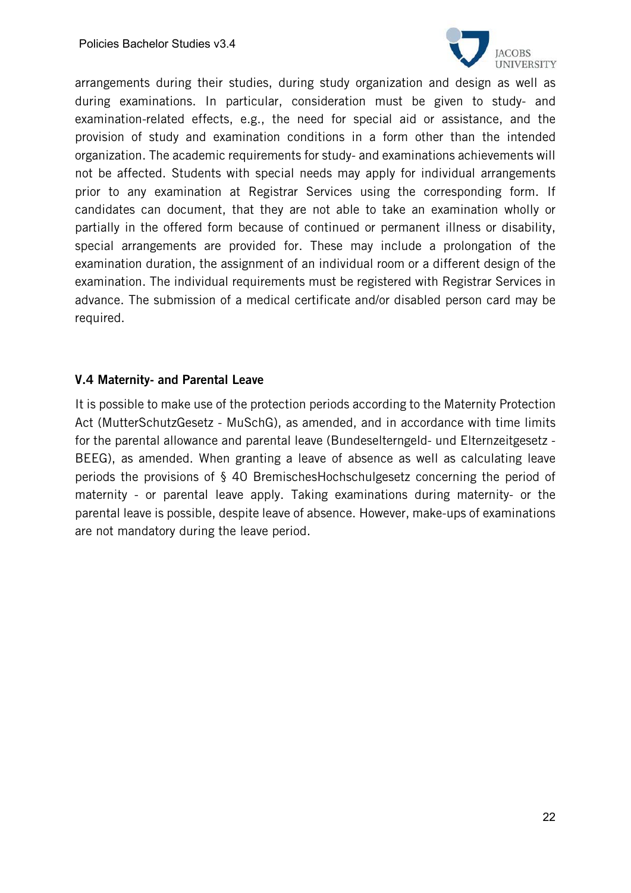arrangements during their studies, during study organization and design as well as during examinations. In particular, consideration must be given to study- and examination-related effects, e.g., the need for special aid or assistance, and the provision of study and examination conditions in a form other than the intended organization. The academic requirements for study- and examinations achievements will not be affected. Students with special needs may apply for individual arrangements prior to any examination at Registrar Services using the corresponding form. If candidates can document, that they are not able to take an examination wholly or partially in the offered form because of continued or permanent illness or disability, special arrangements are provided for. These may include a prolongation of the examination duration, the assignment of an individual room or a different design of the examination. The individual requirements must be registered with Registrar Services in advance. The submission of a medical certificate and/or disabled person card may be required.

### V.4 Maternity- and Parental Leave

It is possible to make use of the protection periods according to the Maternity Protection Act (MutterSchutzGesetz - MuSchG), as amended, and in accordance with time limits for the parental allowance and parental leave (Bundeselterngeld- und Elternzeitgesetz - BEEG), as amended. When granting a leave of absence as well as calculating leave periods the provisions of § 40 BremischesHochschulgesetz concerning the period of maternity - or parental leave apply. Taking examinations during maternity- or the parental leave is possible, despite leave of absence. However, make-ups of examinations are not mandatory during the leave period.